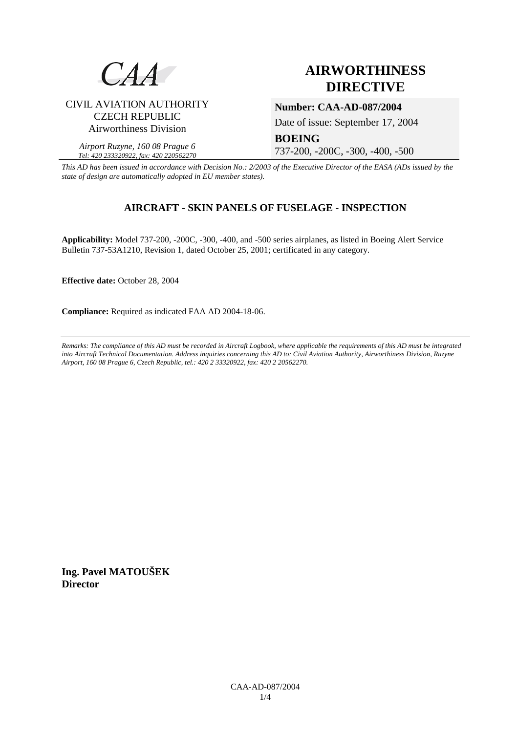CAA

CIVIL AVIATION AUTHORITY
CZECH REPUBLIC
Airworthiness Division

*Airport Ruzyne, 160 08 Prague 6*
*Tel: 420 233320922, fax: 420 220562270*

# AIRWORTHINESS DIRECTIVE

**Number: CAA-AD-087/2004**

Date of issue: September 17, 2004

**BOEING**

737-200, -200C, -300, -400, -500

*This AD has been issued in accordance with Decision No.: 2/2003 of the Executive Director of the EASA (ADs issued by the state of design are automatically adopted in EU member states).*

## AIRCRAFT - SKIN PANELS OF FUSELAGE - INSPECTION

**Applicability:** Model 737-200, -200C, -300, -400, and -500 series airplanes, as listed in Boeing Alert Service Bulletin 737-53A1210, Revision 1, dated October 25, 2001; certificated in any category.

**Effective date:** October 28, 2004

**Compliance:** Required as indicated FAA AD 2004-18-06.

---

*Remarks: The compliance of this AD must be recorded in Aircraft Logbook, where applicable the requirements of this AD must be integrated into Aircraft Technical Documentation. Address inquiries concerning this AD to: Civil Aviation Authority, Airworthiness Division, Ruzyne Airport, 160 08 Prague 6, Czech Republic, tel.: 420 2 33320922, fax: 420 2 20562270.*

**Ing. Pavel MATOUŠEK**
**Director**

CAA-AD-087/2004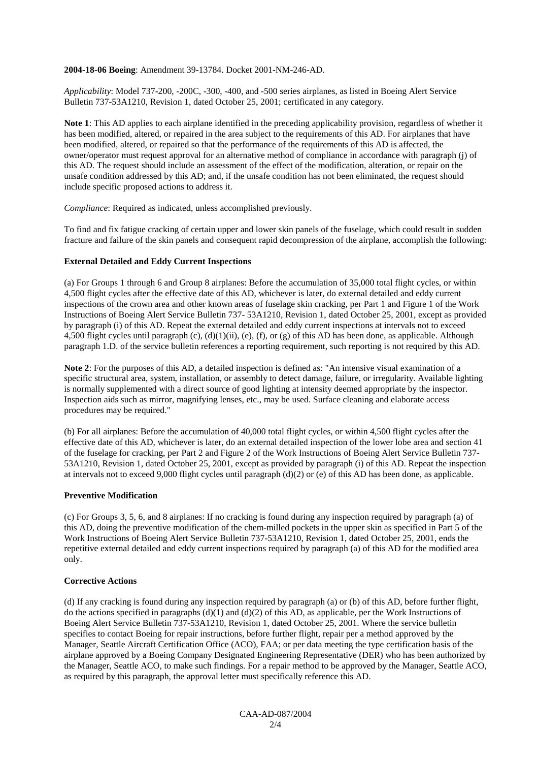**2004-18-06 Boeing**: Amendment 39-13784. Docket 2001-NM-246-AD.

*Applicability*: Model 737-200, -200C, -300, -400, and -500 series airplanes, as listed in Boeing Alert Service Bulletin 737-53A1210, Revision 1, dated October 25, 2001; certificated in any category.

**Note 1**: This AD applies to each airplane identified in the preceding applicability provision, regardless of whether it has been modified, altered, or repaired in the area subject to the requirements of this AD. For airplanes that have been modified, altered, or repaired so that the performance of the requirements of this AD is affected, the owner/operator must request approval for an alternative method of compliance in accordance with paragraph (j) of this AD. The request should include an assessment of the effect of the modification, alteration, or repair on the unsafe condition addressed by this AD; and, if the unsafe condition has not been eliminated, the request should include specific proposed actions to address it.

*Compliance*: Required as indicated, unless accomplished previously.

To find and fix fatigue cracking of certain upper and lower skin panels of the fuselage, which could result in sudden fracture and failure of the skin panels and consequent rapid decompression of the airplane, accomplish the following:

**External Detailed and Eddy Current Inspections**

(a) For Groups 1 through 6 and Group 8 airplanes: Before the accumulation of 35,000 total flight cycles, or within 4,500 flight cycles after the effective date of this AD, whichever is later, do external detailed and eddy current inspections of the crown area and other known areas of fuselage skin cracking, per Part 1 and Figure 1 of the Work Instructions of Boeing Alert Service Bulletin 737- 53A1210, Revision 1, dated October 25, 2001, except as provided by paragraph (i) of this AD. Repeat the external detailed and eddy current inspections at intervals not to exceed 4,500 flight cycles until paragraph (c), (d)(1)(ii), (e), (f), or (g) of this AD has been done, as applicable. Although paragraph 1.D. of the service bulletin references a reporting requirement, such reporting is not required by this AD.

**Note 2**: For the purposes of this AD, a detailed inspection is defined as: "An intensive visual examination of a specific structural area, system, installation, or assembly to detect damage, failure, or irregularity. Available lighting is normally supplemented with a direct source of good lighting at intensity deemed appropriate by the inspector. Inspection aids such as mirror, magnifying lenses, etc., may be used. Surface cleaning and elaborate access procedures may be required."

(b) For all airplanes: Before the accumulation of 40,000 total flight cycles, or within 4,500 flight cycles after the effective date of this AD, whichever is later, do an external detailed inspection of the lower lobe area and section 41 of the fuselage for cracking, per Part 2 and Figure 2 of the Work Instructions of Boeing Alert Service Bulletin 737- 53A1210, Revision 1, dated October 25, 2001, except as provided by paragraph (i) of this AD. Repeat the inspection at intervals not to exceed 9,000 flight cycles until paragraph (d)(2) or (e) of this AD has been done, as applicable.

**Preventive Modification**

(c) For Groups 3, 5, 6, and 8 airplanes: If no cracking is found during any inspection required by paragraph (a) of this AD, doing the preventive modification of the chem-milled pockets in the upper skin as specified in Part 5 of the Work Instructions of Boeing Alert Service Bulletin 737-53A1210, Revision 1, dated October 25, 2001, ends the repetitive external detailed and eddy current inspections required by paragraph (a) of this AD for the modified area only.

**Corrective Actions**

(d) If any cracking is found during any inspection required by paragraph (a) or (b) of this AD, before further flight, do the actions specified in paragraphs (d)(1) and (d)(2) of this AD, as applicable, per the Work Instructions of Boeing Alert Service Bulletin 737-53A1210, Revision 1, dated October 25, 2001. Where the service bulletin specifies to contact Boeing for repair instructions, before further flight, repair per a method approved by the Manager, Seattle Aircraft Certification Office (ACO), FAA; or per data meeting the type certification basis of the airplane approved by a Boeing Company Designated Engineering Representative (DER) who has been authorized by the Manager, Seattle ACO, to make such findings. For a repair method to be approved by the Manager, Seattle ACO, as required by this paragraph, the approval letter must specifically reference this AD.

CAA-AD-087/2004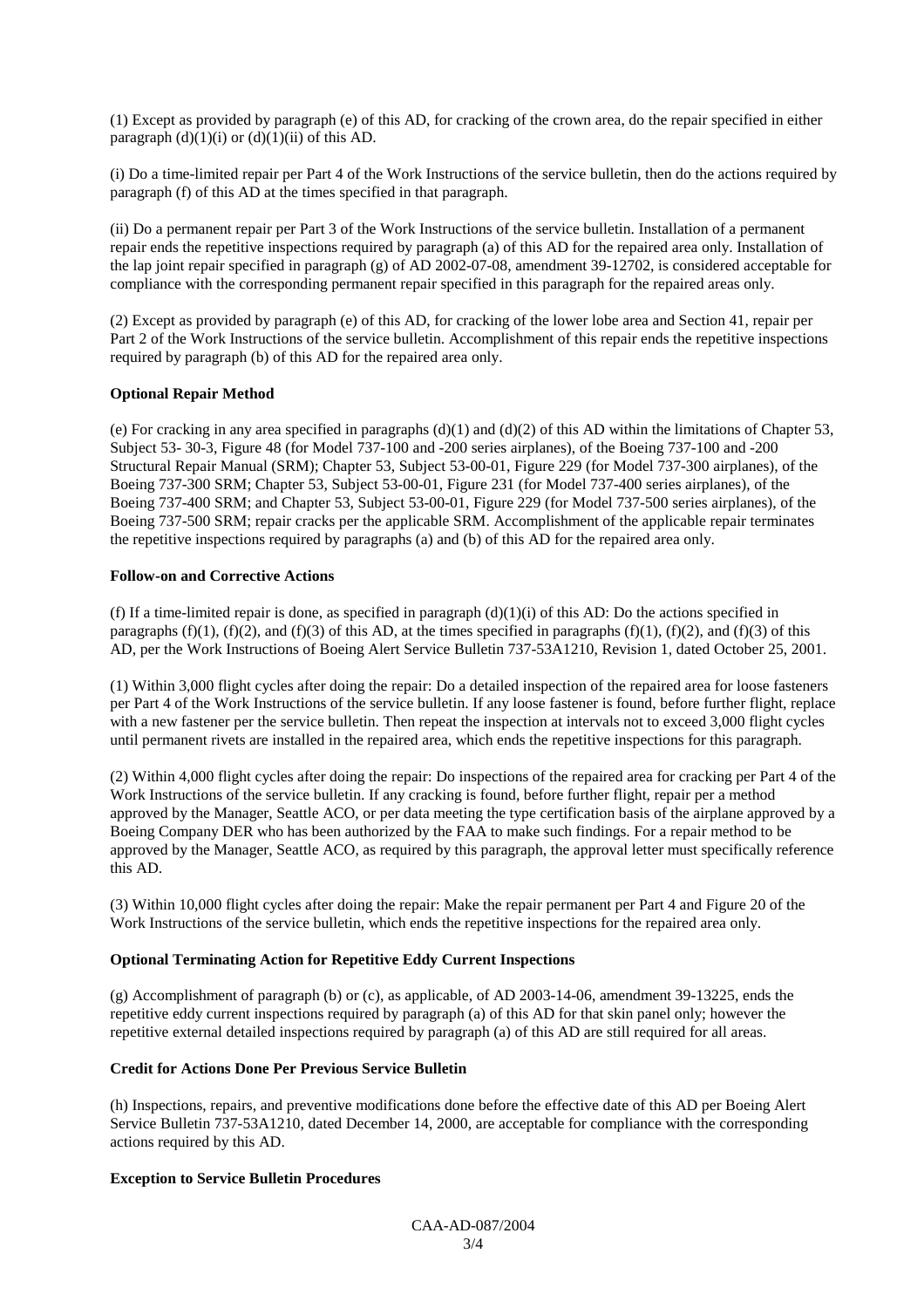(1) Except as provided by paragraph (e) of this AD, for cracking of the crown area, do the repair specified in either paragraph (d)(1)(i) or (d)(1)(ii) of this AD.

(i) Do a time-limited repair per Part 4 of the Work Instructions of the service bulletin, then do the actions required by paragraph (f) of this AD at the times specified in that paragraph.

(ii) Do a permanent repair per Part 3 of the Work Instructions of the service bulletin. Installation of a permanent repair ends the repetitive inspections required by paragraph (a) of this AD for the repaired area only. Installation of the lap joint repair specified in paragraph (g) of AD 2002-07-08, amendment 39-12702, is considered acceptable for compliance with the corresponding permanent repair specified in this paragraph for the repaired areas only.

(2) Except as provided by paragraph (e) of this AD, for cracking of the lower lobe area and Section 41, repair per Part 2 of the Work Instructions of the service bulletin. Accomplishment of this repair ends the repetitive inspections required by paragraph (b) of this AD for the repaired area only.

**Optional Repair Method**

(e) For cracking in any area specified in paragraphs (d)(1) and (d)(2) of this AD within the limitations of Chapter 53, Subject 53- 30-3, Figure 48 (for Model 737-100 and -200 series airplanes), of the Boeing 737-100 and -200 Structural Repair Manual (SRM); Chapter 53, Subject 53-00-01, Figure 229 (for Model 737-300 airplanes), of the Boeing 737-300 SRM; Chapter 53, Subject 53-00-01, Figure 231 (for Model 737-400 series airplanes), of the Boeing 737-400 SRM; and Chapter 53, Subject 53-00-01, Figure 229 (for Model 737-500 series airplanes), of the Boeing 737-500 SRM; repair cracks per the applicable SRM. Accomplishment of the applicable repair terminates the repetitive inspections required by paragraphs (a) and (b) of this AD for the repaired area only.

**Follow-on and Corrective Actions**

(f) If a time-limited repair is done, as specified in paragraph (d)(1)(i) of this AD: Do the actions specified in paragraphs (f)(1), (f)(2), and (f)(3) of this AD, at the times specified in paragraphs (f)(1), (f)(2), and (f)(3) of this AD, per the Work Instructions of Boeing Alert Service Bulletin 737-53A1210, Revision 1, dated October 25, 2001.

(1) Within 3,000 flight cycles after doing the repair: Do a detailed inspection of the repaired area for loose fasteners per Part 4 of the Work Instructions of the service bulletin. If any loose fastener is found, before further flight, replace with a new fastener per the service bulletin. Then repeat the inspection at intervals not to exceed 3,000 flight cycles until permanent rivets are installed in the repaired area, which ends the repetitive inspections for this paragraph.

(2) Within 4,000 flight cycles after doing the repair: Do inspections of the repaired area for cracking per Part 4 of the Work Instructions of the service bulletin. If any cracking is found, before further flight, repair per a method approved by the Manager, Seattle ACO, or per data meeting the type certification basis of the airplane approved by a Boeing Company DER who has been authorized by the FAA to make such findings. For a repair method to be approved by the Manager, Seattle ACO, as required by this paragraph, the approval letter must specifically reference this AD.

(3) Within 10,000 flight cycles after doing the repair: Make the repair permanent per Part 4 and Figure 20 of the Work Instructions of the service bulletin, which ends the repetitive inspections for the repaired area only.

**Optional Terminating Action for Repetitive Eddy Current Inspections**

(g) Accomplishment of paragraph (b) or (c), as applicable, of AD 2003-14-06, amendment 39-13225, ends the repetitive eddy current inspections required by paragraph (a) of this AD for that skin panel only; however the repetitive external detailed inspections required by paragraph (a) of this AD are still required for all areas.

**Credit for Actions Done Per Previous Service Bulletin**

(h) Inspections, repairs, and preventive modifications done before the effective date of this AD per Boeing Alert Service Bulletin 737-53A1210, dated December 14, 2000, are acceptable for compliance with the corresponding actions required by this AD.

**Exception to Service Bulletin Procedures**

CAA-AD-087/2004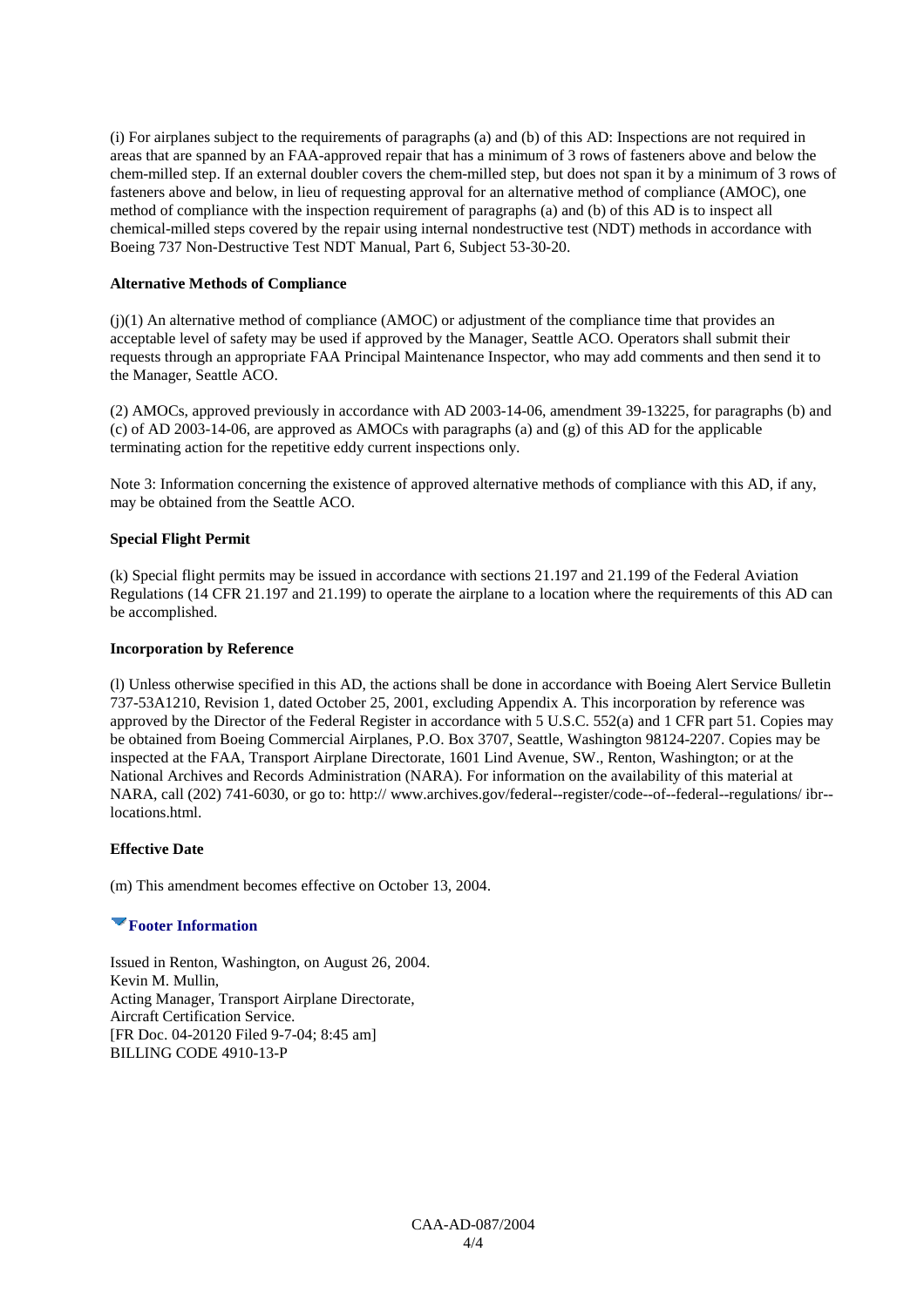(i) For airplanes subject to the requirements of paragraphs (a) and (b) of this AD: Inspections are not required in areas that are spanned by an FAA-approved repair that has a minimum of 3 rows of fasteners above and below the chem-milled step. If an external doubler covers the chem-milled step, but does not span it by a minimum of 3 rows of fasteners above and below, in lieu of requesting approval for an alternative method of compliance (AMOC), one method of compliance with the inspection requirement of paragraphs (a) and (b) of this AD is to inspect all chemical-milled steps covered by the repair using internal nondestructive test (NDT) methods in accordance with Boeing 737 Non-Destructive Test NDT Manual, Part 6, Subject 53-30-20.

**Alternative Methods of Compliance**

(j)(1) An alternative method of compliance (AMOC) or adjustment of the compliance time that provides an acceptable level of safety may be used if approved by the Manager, Seattle ACO. Operators shall submit their requests through an appropriate FAA Principal Maintenance Inspector, who may add comments and then send it to the Manager, Seattle ACO.

(2) AMOCs, approved previously in accordance with AD 2003-14-06, amendment 39-13225, for paragraphs (b) and (c) of AD 2003-14-06, are approved as AMOCs with paragraphs (a) and (g) of this AD for the applicable terminating action for the repetitive eddy current inspections only.

Note 3: Information concerning the existence of approved alternative methods of compliance with this AD, if any, may be obtained from the Seattle ACO.

**Special Flight Permit**

(k) Special flight permits may be issued in accordance with sections 21.197 and 21.199 of the Federal Aviation Regulations (14 CFR 21.197 and 21.199) to operate the airplane to a location where the requirements of this AD can be accomplished.

**Incorporation by Reference**

(l) Unless otherwise specified in this AD, the actions shall be done in accordance with Boeing Alert Service Bulletin 737-53A1210, Revision 1, dated October 25, 2001, excluding Appendix A. This incorporation by reference was approved by the Director of the Federal Register in accordance with 5 U.S.C. 552(a) and 1 CFR part 51. Copies may be obtained from Boeing Commercial Airplanes, P.O. Box 3707, Seattle, Washington 98124-2207. Copies may be inspected at the FAA, Transport Airplane Directorate, 1601 Lind Avenue, SW., Renton, Washington; or at the National Archives and Records Administration (NARA). For information on the availability of this material at NARA, call (202) 741-6030, or go to: http:// www.archives.gov/federal--register/code--of--federal--regulations/ ibr--locations.html.

**Effective Date**

(m) This amendment becomes effective on October 13, 2004.

**Footer Information**

Issued in Renton, Washington, on August 26, 2004.
Kevin M. Mullin,
Acting Manager, Transport Airplane Directorate,
Aircraft Certification Service.
[FR Doc. 04-20120 Filed 9-7-04; 8:45 am]
BILLING CODE 4910-13-P

CAA-AD-087/2004